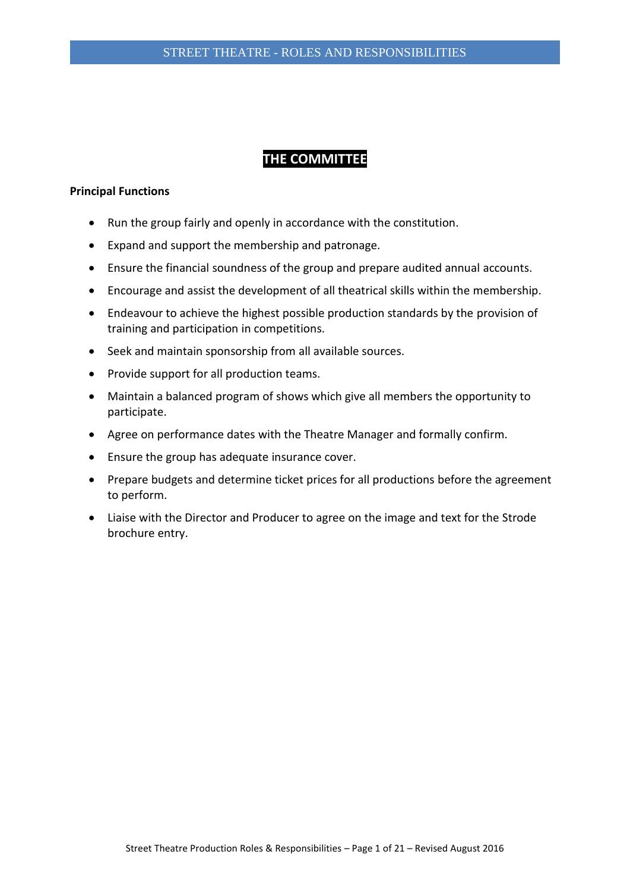# THE COMMITTEE

**Principal Functions**

- Run the group fairly and openly in accordance with the constitution.
- Expand and support the membership and patronage.
- Ensure the financial soundness of the group and prepare audited annual accounts.
- Encourage and assist the development of all theatrical skills within the membership.
- Endeavour to achieve the highest possible production standards by the provision of training and participation in competitions.
- Seek and maintain sponsorship from all available sources.
- Provide support for all production teams.
- Maintain a balanced program of shows which give all members the opportunity to participate.
- Agree on performance dates with the Theatre Manager and formally confirm.
- Ensure the group has adequate insurance cover.
- Prepare budgets and determine ticket prices for all productions before the agreement to perform.
- Liaise with the Director and Producer to agree on the image and text for the Strode brochure entry.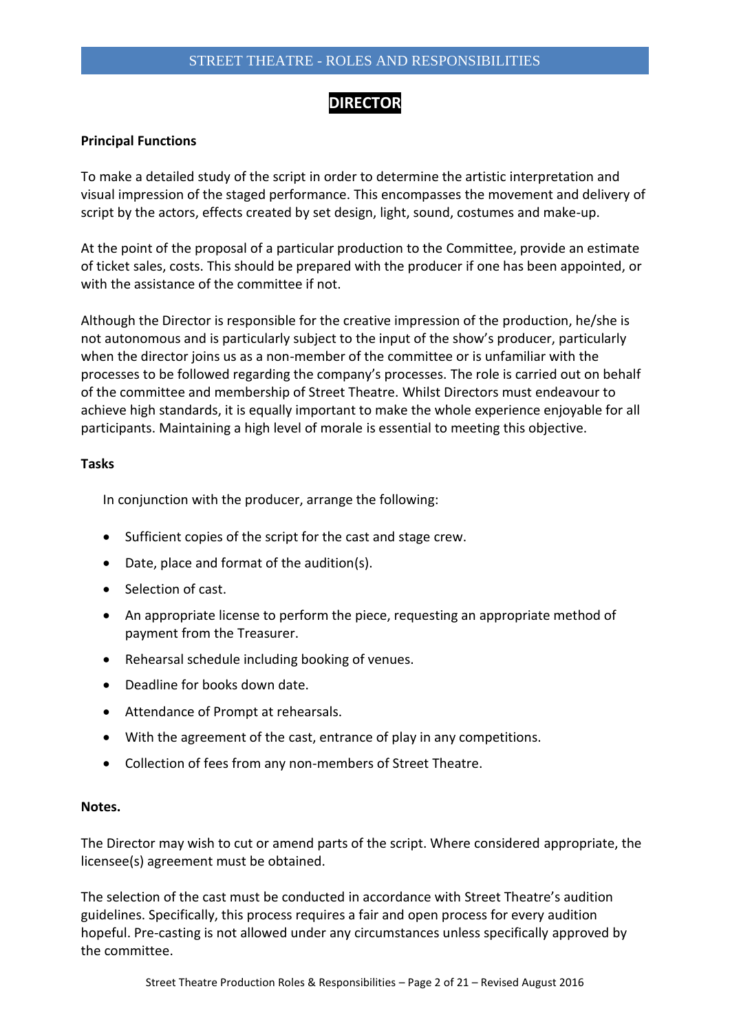# DIRECTOR

**Principal Functions**

To make a detailed study of the script in order to determine the artistic interpretation and visual impression of the staged performance. This encompasses the movement and delivery of script by the actors, effects created by set design, light, sound, costumes and make-up.

At the point of the proposal of a particular production to the Committee, provide an estimate of ticket sales, costs. This should be prepared with the producer if one has been appointed, or with the assistance of the committee if not.

Although the Director is responsible for the creative impression of the production, he/she is not autonomous and is particularly subject to the input of the show's producer, particularly when the director joins us as a non-member of the committee or is unfamiliar with the processes to be followed regarding the company's processes. The role is carried out on behalf of the committee and membership of Street Theatre. Whilst Directors must endeavour to achieve high standards, it is equally important to make the whole experience enjoyable for all participants. Maintaining a high level of morale is essential to meeting this objective.

**Tasks**

In conjunction with the producer, arrange the following:

- Sufficient copies of the script for the cast and stage crew.
- Date, place and format of the audition(s).
- Selection of cast.
- An appropriate license to perform the piece, requesting an appropriate method of payment from the Treasurer.
- Rehearsal schedule including booking of venues.
- Deadline for books down date.
- Attendance of Prompt at rehearsals.
- With the agreement of the cast, entrance of play in any competitions.
- Collection of fees from any non-members of Street Theatre.

**Notes.**

The Director may wish to cut or amend parts of the script. Where considered appropriate, the licensee(s) agreement must be obtained.

The selection of the cast must be conducted in accordance with Street Theatre's audition guidelines. Specifically, this process requires a fair and open process for every audition hopeful. Pre-casting is not allowed under any circumstances unless specifically approved by the committee.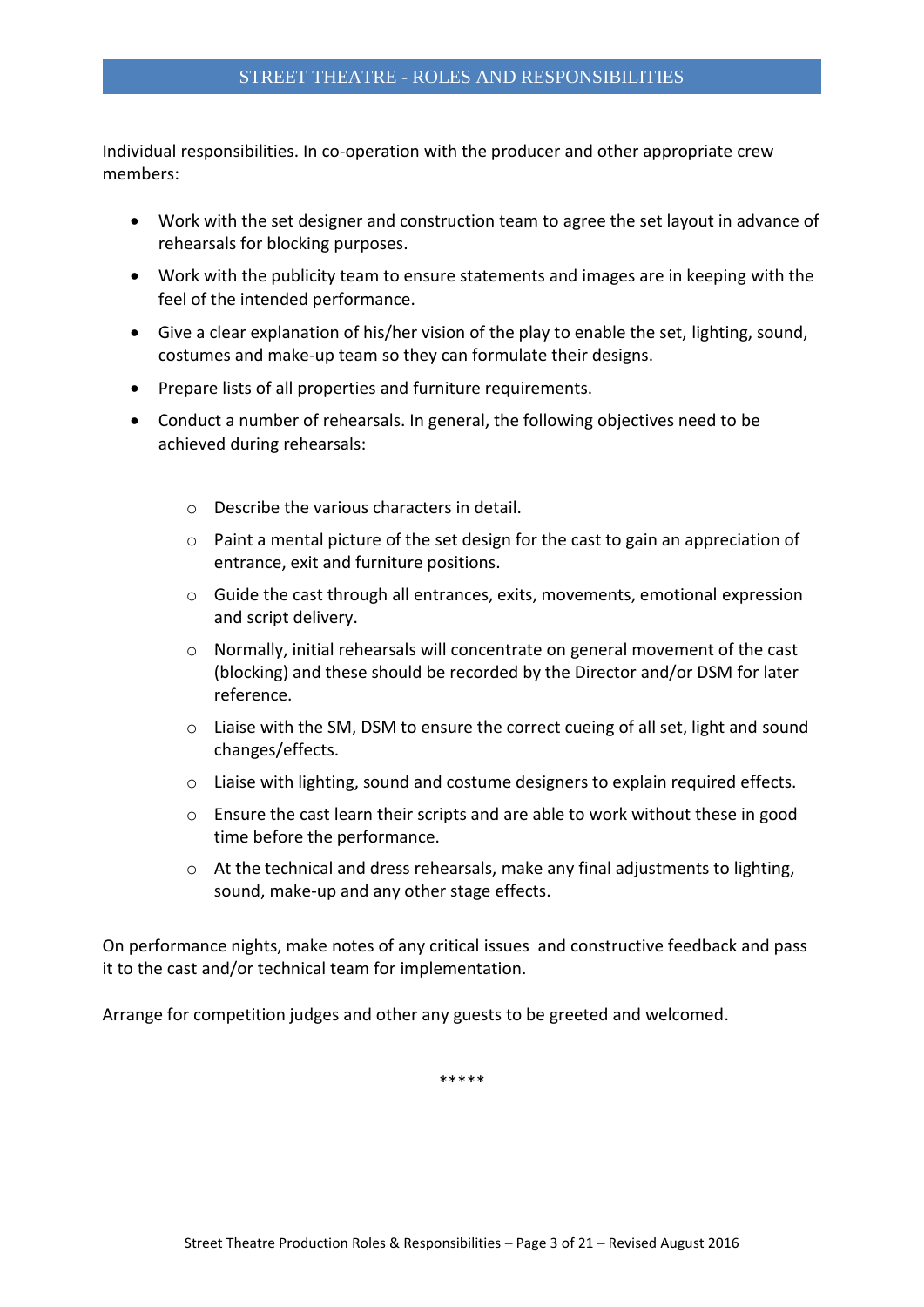Individual responsibilities. In co-operation with the producer and other appropriate crew members:

- Work with the set designer and construction team to agree the set layout in advance of rehearsals for blocking purposes.
- Work with the publicity team to ensure statements and images are in keeping with the feel of the intended performance.
- Give a clear explanation of his/her vision of the play to enable the set, lighting, sound, costumes and make-up team so they can formulate their designs.
- Prepare lists of all properties and furniture requirements.
- Conduct a number of rehearsals. In general, the following objectives need to be achieved during rehearsals:
    - Describe the various characters in detail.
    - Paint a mental picture of the set design for the cast to gain an appreciation of entrance, exit and furniture positions.
    - Guide the cast through all entrances, exits, movements, emotional expression and script delivery.
    - Normally, initial rehearsals will concentrate on general movement of the cast (blocking) and these should be recorded by the Director and/or DSM for later reference.
    - Liaise with the SM, DSM to ensure the correct cueing of all set, light and sound changes/effects.
    - Liaise with lighting, sound and costume designers to explain required effects.
    - Ensure the cast learn their scripts and are able to work without these in good time before the performance.
    - At the technical and dress rehearsals, make any final adjustments to lighting, sound, make-up and any other stage effects.

On performance nights, make notes of any critical issues and constructive feedback and pass it to the cast and/or technical team for implementation.

Arrange for competition judges and other any guests to be greeted and welcomed.

*****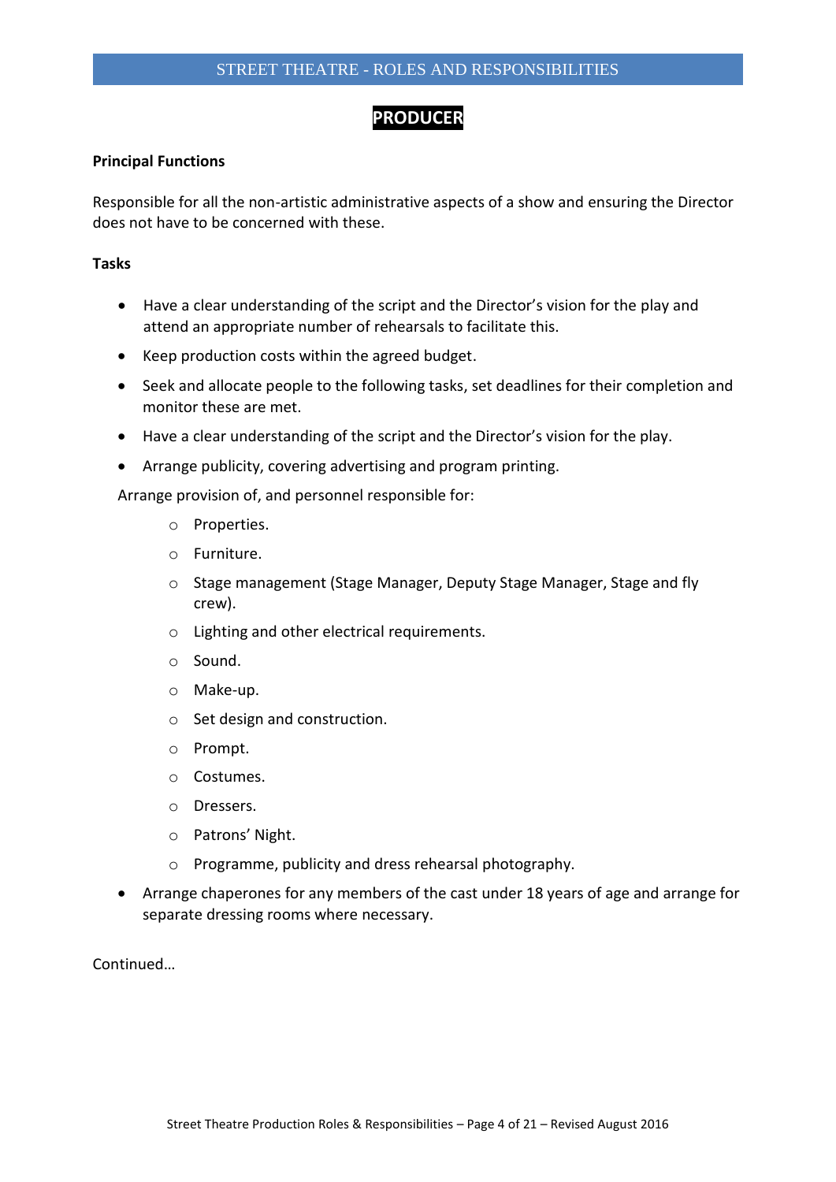# PRODUCER

**Principal Functions**

Responsible for all the non-artistic administrative aspects of a show and ensuring the Director does not have to be concerned with these.

**Tasks**

- Have a clear understanding of the script and the Director's vision for the play and attend an appropriate number of rehearsals to facilitate this.
- Keep production costs within the agreed budget.
- Seek and allocate people to the following tasks, set deadlines for their completion and monitor these are met.
- Have a clear understanding of the script and the Director's vision for the play.
- Arrange publicity, covering advertising and program printing.

Arrange provision of, and personnel responsible for:

  - Properties.
  - Furniture.
  - Stage management (Stage Manager, Deputy Stage Manager, Stage and fly crew).
  - Lighting and other electrical requirements.
  - Sound.
  - Make-up.
  - Set design and construction.
  - Prompt.
  - Costumes.
  - Dressers.
  - Patrons' Night.
  - Programme, publicity and dress rehearsal photography.

- Arrange chaperones for any members of the cast under 18 years of age and arrange for separate dressing rooms where necessary.

Continued…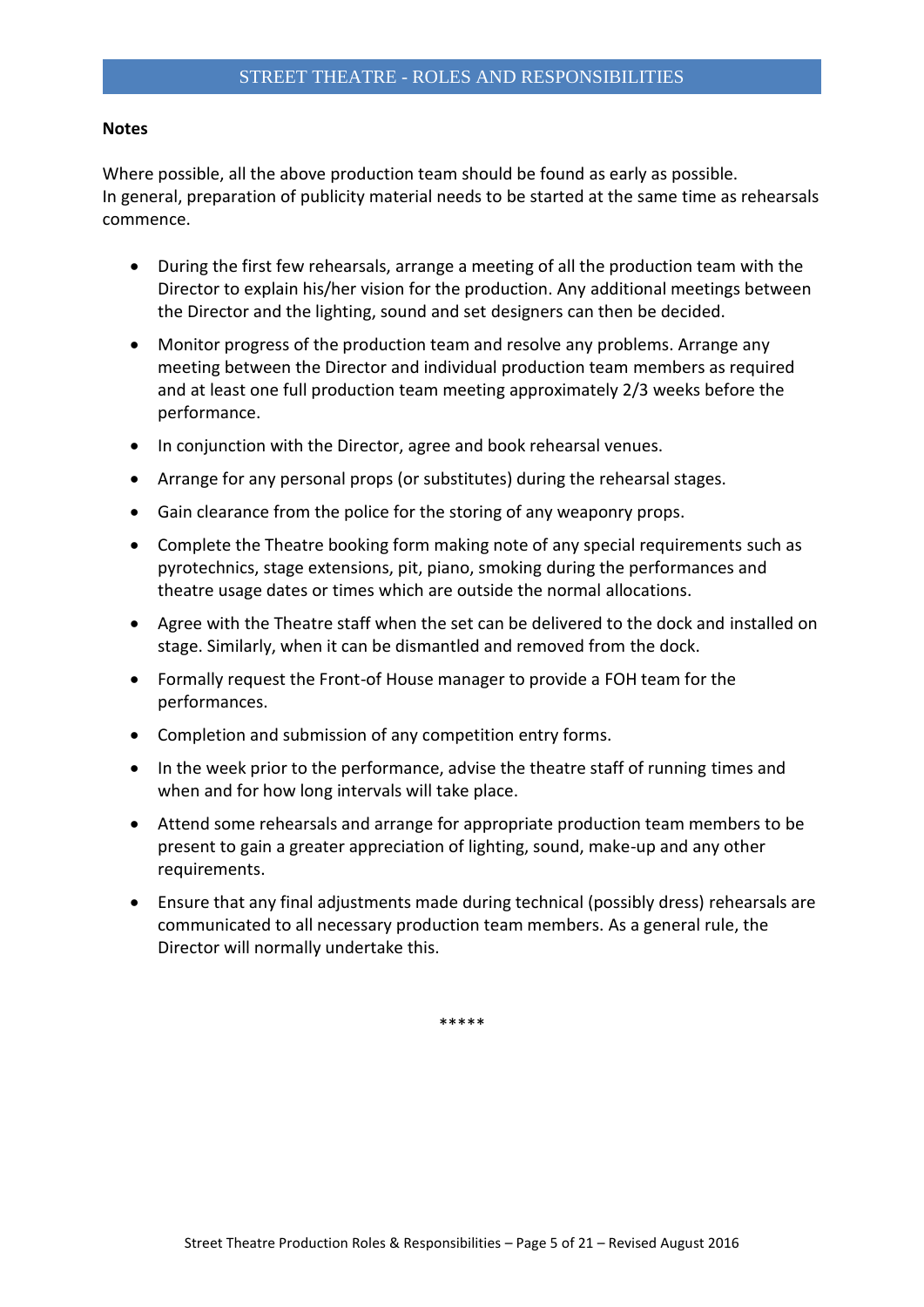**Notes**

Where possible, all the above production team should be found as early as possible.
In general, preparation of publicity material needs to be started at the same time as rehearsals commence.

- During the first few rehearsals, arrange a meeting of all the production team with the Director to explain his/her vision for the production. Any additional meetings between the Director and the lighting, sound and set designers can then be decided.
- Monitor progress of the production team and resolve any problems. Arrange any meeting between the Director and individual production team members as required and at least one full production team meeting approximately 2/3 weeks before the performance.
- In conjunction with the Director, agree and book rehearsal venues.
- Arrange for any personal props (or substitutes) during the rehearsal stages.
- Gain clearance from the police for the storing of any weaponry props.
- Complete the Theatre booking form making note of any special requirements such as pyrotechnics, stage extensions, pit, piano, smoking during the performances and theatre usage dates or times which are outside the normal allocations.
- Agree with the Theatre staff when the set can be delivered to the dock and installed on stage. Similarly, when it can be dismantled and removed from the dock.
- Formally request the Front-of House manager to provide a FOH team for the performances.
- Completion and submission of any competition entry forms.
- In the week prior to the performance, advise the theatre staff of running times and when and for how long intervals will take place.
- Attend some rehearsals and arrange for appropriate production team members to be present to gain a greater appreciation of lighting, sound, make-up and any other requirements.
- Ensure that any final adjustments made during technical (possibly dress) rehearsals are communicated to all necessary production team members. As a general rule, the Director will normally undertake this.

*****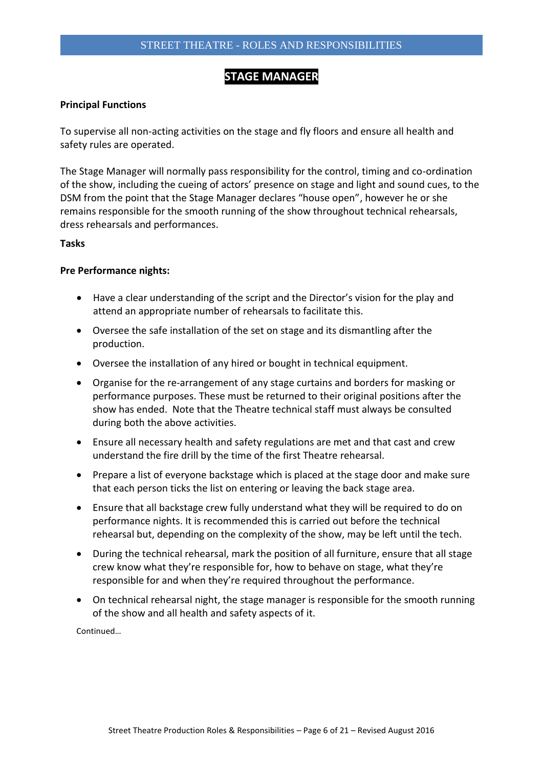# STAGE MANAGER

**Principal Functions**

To supervise all non-acting activities on the stage and fly floors and ensure all health and safety rules are operated.

The Stage Manager will normally pass responsibility for the control, timing and co-ordination of the show, including the cueing of actors' presence on stage and light and sound cues, to the DSM from the point that the Stage Manager declares "house open", however he or she remains responsible for the smooth running of the show throughout technical rehearsals, dress rehearsals and performances.

**Tasks**

**Pre Performance nights:**

- Have a clear understanding of the script and the Director's vision for the play and attend an appropriate number of rehearsals to facilitate this.
- Oversee the safe installation of the set on stage and its dismantling after the production.
- Oversee the installation of any hired or bought in technical equipment.
- Organise for the re-arrangement of any stage curtains and borders for masking or performance purposes. These must be returned to their original positions after the show has ended. Note that the Theatre technical staff must always be consulted during both the above activities.
- Ensure all necessary health and safety regulations are met and that cast and crew understand the fire drill by the time of the first Theatre rehearsal.
- Prepare a list of everyone backstage which is placed at the stage door and make sure that each person ticks the list on entering or leaving the back stage area.
- Ensure that all backstage crew fully understand what they will be required to do on performance nights. It is recommended this is carried out before the technical rehearsal but, depending on the complexity of the show, may be left until the tech.
- During the technical rehearsal, mark the position of all furniture, ensure that all stage crew know what they're responsible for, how to behave on stage, what they're responsible for and when they're required throughout the performance.
- On technical rehearsal night, the stage manager is responsible for the smooth running of the show and all health and safety aspects of it.

Continued…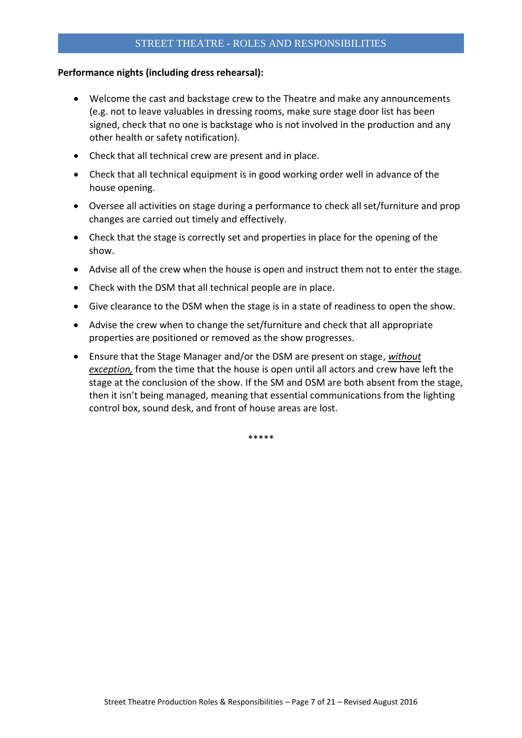**Performance nights (including dress rehearsal):**

- Welcome the cast and backstage crew to the Theatre and make any announcements (e.g. not to leave valuables in dressing rooms, make sure stage door list has been signed, check that no one is backstage who is not involved in the production and any other health or safety notification).
- Check that all technical crew are present and in place.
- Check that all technical equipment is in good working order well in advance of the house opening.
- Oversee all activities on stage during a performance to check all set/furniture and prop changes are carried out timely and effectively.
- Check that the stage is correctly set and properties in place for the opening of the show.
- Advise all of the crew when the house is open and instruct them not to enter the stage.
- Check with the DSM that all technical people are in place.
- Give clearance to the DSM when the stage is in a state of readiness to open the show.
- Advise the crew when to change the set/furniture and check that all appropriate properties are positioned or removed as the show progresses.
- Ensure that the Stage Manager and/or the DSM are present on stage, <u>*without exception,*</u> from the time that the house is open until all actors and crew have left the stage at the conclusion of the show. If the SM and DSM are both absent from the stage, then it isn't being managed, meaning that essential communications from the lighting control box, sound desk, and front of house areas are lost.

*****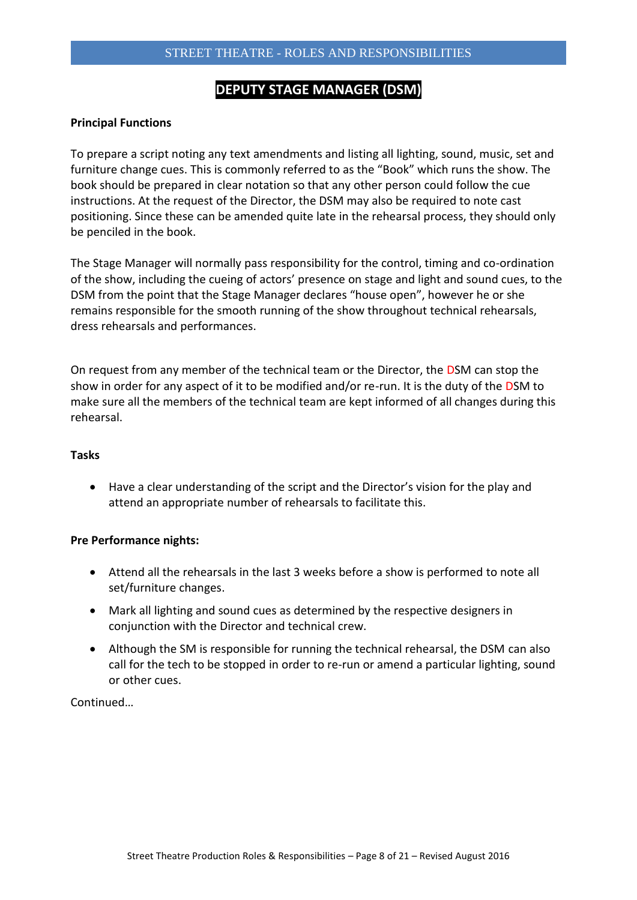# DEPUTY STAGE MANAGER (DSM)

**Principal Functions**

To prepare a script noting any text amendments and listing all lighting, sound, music, set and furniture change cues. This is commonly referred to as the "Book" which runs the show. The book should be prepared in clear notation so that any other person could follow the cue instructions. At the request of the Director, the DSM may also be required to note cast positioning. Since these can be amended quite late in the rehearsal process, they should only be penciled in the book.

The Stage Manager will normally pass responsibility for the control, timing and co-ordination of the show, including the cueing of actors' presence on stage and light and sound cues, to the DSM from the point that the Stage Manager declares "house open", however he or she remains responsible for the smooth running of the show throughout technical rehearsals, dress rehearsals and performances.

On request from any member of the technical team or the Director, the DSM can stop the show in order for any aspect of it to be modified and/or re-run. It is the duty of the DSM to make sure all the members of the technical team are kept informed of all changes during this rehearsal.

**Tasks**

- Have a clear understanding of the script and the Director's vision for the play and attend an appropriate number of rehearsals to facilitate this.

**Pre Performance nights:**

- Attend all the rehearsals in the last 3 weeks before a show is performed to note all set/furniture changes.
- Mark all lighting and sound cues as determined by the respective designers in conjunction with the Director and technical crew.
- Although the SM is responsible for running the technical rehearsal, the DSM can also call for the tech to be stopped in order to re-run or amend a particular lighting, sound or other cues.

Continued…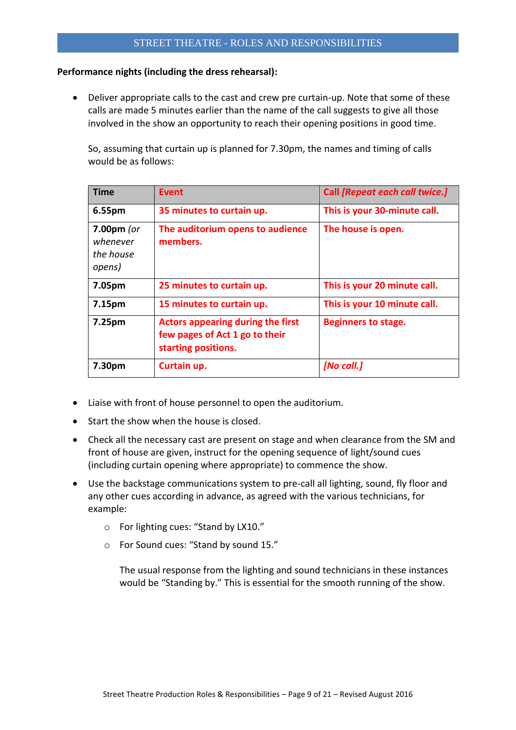**Performance nights (including the dress rehearsal):**

- Deliver appropriate calls to the cast and crew pre curtain-up. Note that some of these calls are made 5 minutes earlier than the name of the call suggests to give all those involved in the show an opportunity to reach their opening positions in good time.

  So, assuming that curtain up is planned for 7.30pm, the names and timing of calls would be as follows:

| Time | Event | Call *[Repeat each call twice.]* |
|---|---|---|
| **6.55pm** | **35 minutes to curtain up.** | **This is your 30-minute call.** |
| **7.00pm** *(or whenever the house opens)* | **The auditorium opens to audience members.** | **The house is open.** |
| **7.05pm** | **25 minutes to curtain up.** | **This is your 20 minute call.** |
| **7.15pm** | **15 minutes to curtain up.** | **This is your 10 minute call.** |
| **7.25pm** | **Actors appearing during the first few pages of Act 1 go to their starting positions.** | **Beginners to stage.** |
| **7.30pm** | **Curtain up.** | ***[No call.]*** |

- Liaise with front of house personnel to open the auditorium.
- Start the show when the house is closed.
- Check all the necessary cast are present on stage and when clearance from the SM and front of house are given, instruct for the opening sequence of light/sound cues (including curtain opening where appropriate) to commence the show.
- Use the backstage communications system to pre-call all lighting, sound, fly floor and any other cues according in advance, as agreed with the various technicians, for example:
  - For lighting cues: "Stand by LX10."
  - For Sound cues: "Stand by sound 15."

    The usual response from the lighting and sound technicians in these instances would be "Standing by." This is essential for the smooth running of the show.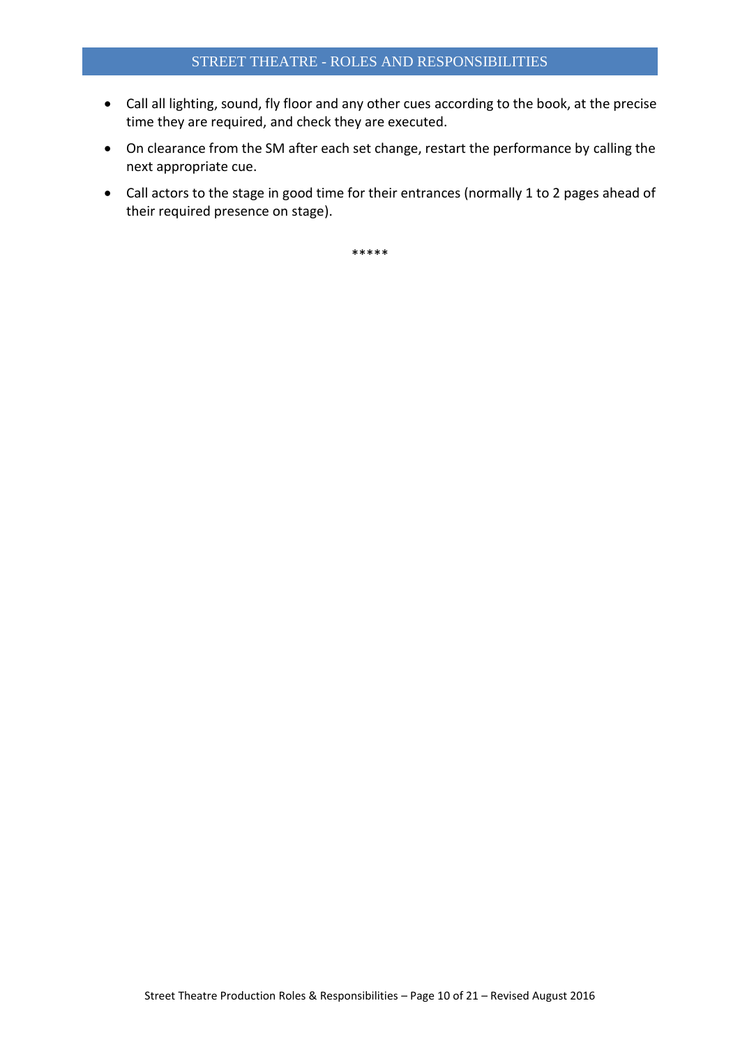- Call all lighting, sound, fly floor and any other cues according to the book, at the precise time they are required, and check they are executed.
- On clearance from the SM after each set change, restart the performance by calling the next appropriate cue.
- Call actors to the stage in good time for their entrances (normally 1 to 2 pages ahead of their required presence on stage).

*****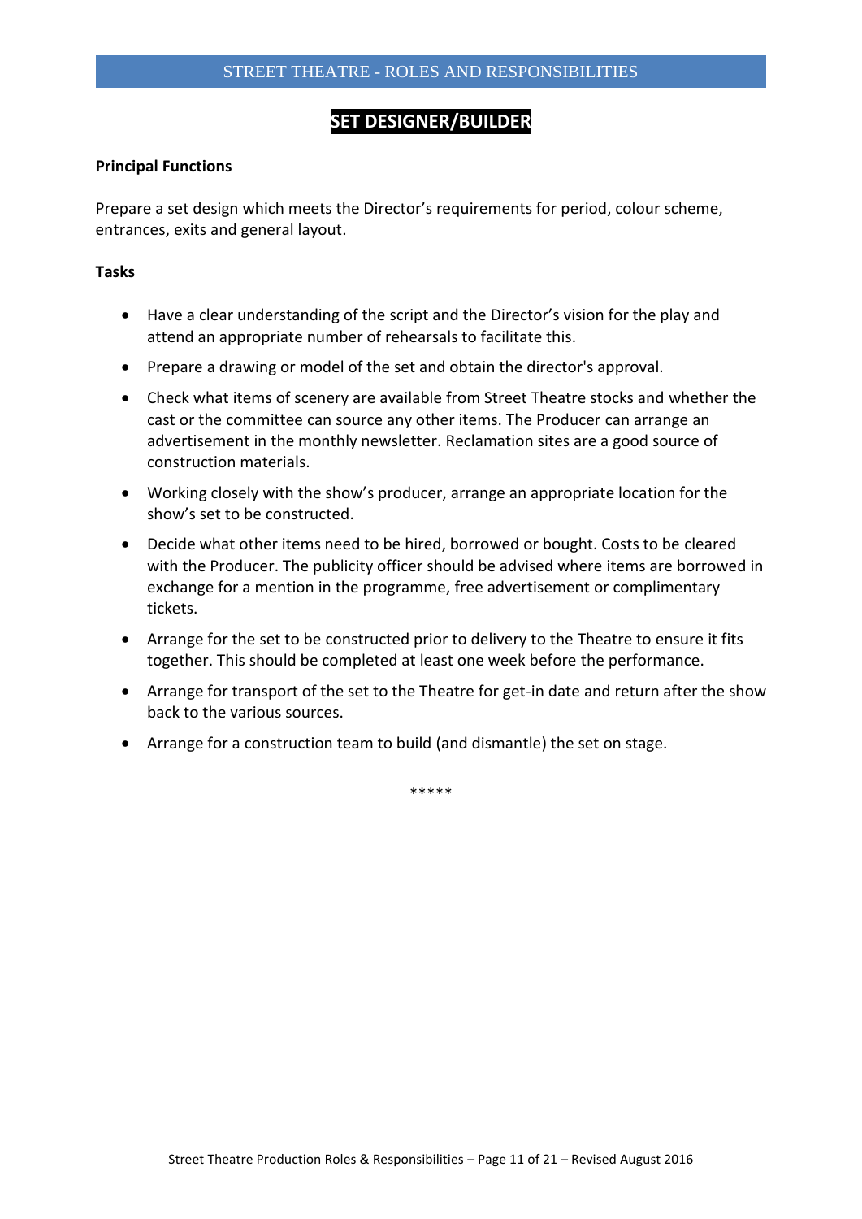# SET DESIGNER/BUILDER

**Principal Functions**

Prepare a set design which meets the Director's requirements for period, colour scheme, entrances, exits and general layout.

**Tasks**

- Have a clear understanding of the script and the Director's vision for the play and attend an appropriate number of rehearsals to facilitate this.
- Prepare a drawing or model of the set and obtain the director's approval.
- Check what items of scenery are available from Street Theatre stocks and whether the cast or the committee can source any other items. The Producer can arrange an advertisement in the monthly newsletter. Reclamation sites are a good source of construction materials.
- Working closely with the show's producer, arrange an appropriate location for the show's set to be constructed.
- Decide what other items need to be hired, borrowed or bought. Costs to be cleared with the Producer. The publicity officer should be advised where items are borrowed in exchange for a mention in the programme, free advertisement or complimentary tickets.
- Arrange for the set to be constructed prior to delivery to the Theatre to ensure it fits together. This should be completed at least one week before the performance.
- Arrange for transport of the set to the Theatre for get-in date and return after the show back to the various sources.
- Arrange for a construction team to build (and dismantle) the set on stage.

*****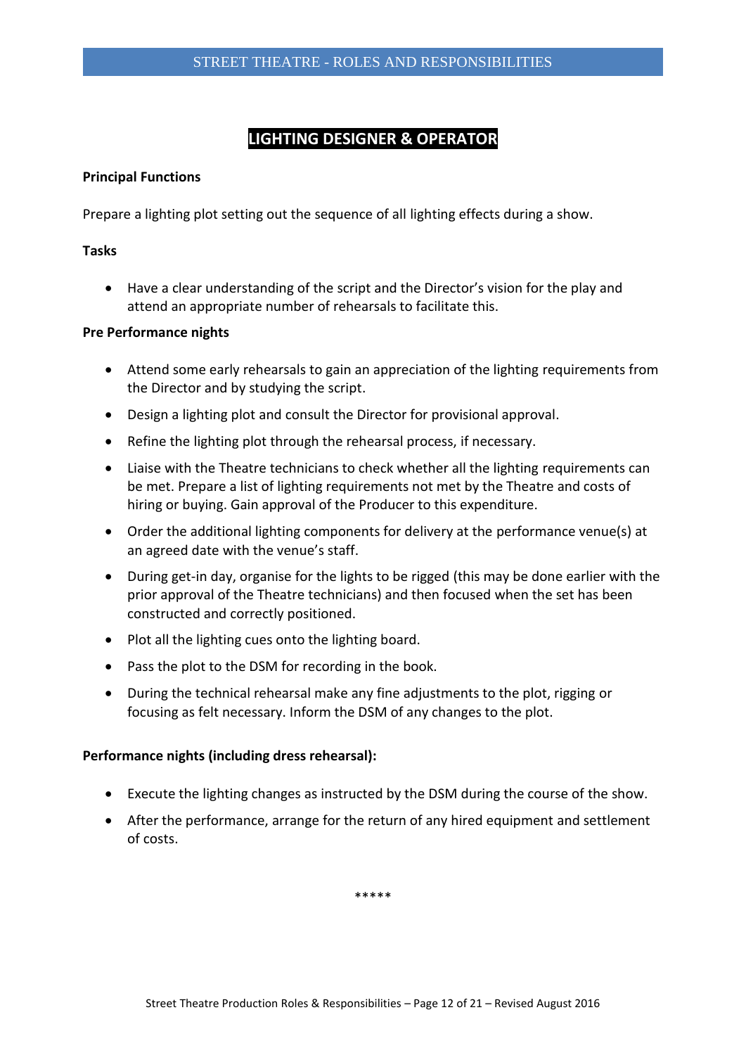# LIGHTING DESIGNER & OPERATOR

**Principal Functions**

Prepare a lighting plot setting out the sequence of all lighting effects during a show.

**Tasks**

- Have a clear understanding of the script and the Director's vision for the play and attend an appropriate number of rehearsals to facilitate this.

**Pre Performance nights**

- Attend some early rehearsals to gain an appreciation of the lighting requirements from the Director and by studying the script.
- Design a lighting plot and consult the Director for provisional approval.
- Refine the lighting plot through the rehearsal process, if necessary.
- Liaise with the Theatre technicians to check whether all the lighting requirements can be met. Prepare a list of lighting requirements not met by the Theatre and costs of hiring or buying. Gain approval of the Producer to this expenditure.
- Order the additional lighting components for delivery at the performance venue(s) at an agreed date with the venue's staff.
- During get-in day, organise for the lights to be rigged (this may be done earlier with the prior approval of the Theatre technicians) and then focused when the set has been constructed and correctly positioned.
- Plot all the lighting cues onto the lighting board.
- Pass the plot to the DSM for recording in the book.
- During the technical rehearsal make any fine adjustments to the plot, rigging or focusing as felt necessary. Inform the DSM of any changes to the plot.

**Performance nights (including dress rehearsal):**

- Execute the lighting changes as instructed by the DSM during the course of the show.
- After the performance, arrange for the return of any hired equipment and settlement of costs.

*****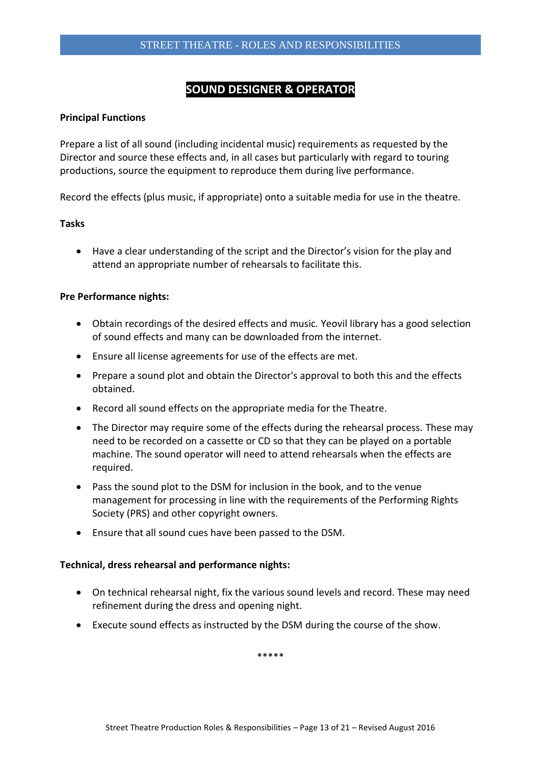# SOUND DESIGNER & OPERATOR

**Principal Functions**

Prepare a list of all sound (including incidental music) requirements as requested by the Director and source these effects and, in all cases but particularly with regard to touring productions, source the equipment to reproduce them during live performance.

Record the effects (plus music, if appropriate) onto a suitable media for use in the theatre.

**Tasks**

- Have a clear understanding of the script and the Director's vision for the play and attend an appropriate number of rehearsals to facilitate this.

**Pre Performance nights:**

- Obtain recordings of the desired effects and music. Yeovil library has a good selection of sound effects and many can be downloaded from the internet.
- Ensure all license agreements for use of the effects are met.
- Prepare a sound plot and obtain the Director's approval to both this and the effects obtained.
- Record all sound effects on the appropriate media for the Theatre.
- The Director may require some of the effects during the rehearsal process. These may need to be recorded on a cassette or CD so that they can be played on a portable machine. The sound operator will need to attend rehearsals when the effects are required.
- Pass the sound plot to the DSM for inclusion in the book, and to the venue management for processing in line with the requirements of the Performing Rights Society (PRS) and other copyright owners.
- Ensure that all sound cues have been passed to the DSM.

**Technical, dress rehearsal and performance nights:**

- On technical rehearsal night, fix the various sound levels and record. These may need refinement during the dress and opening night.
- Execute sound effects as instructed by the DSM during the course of the show.

*****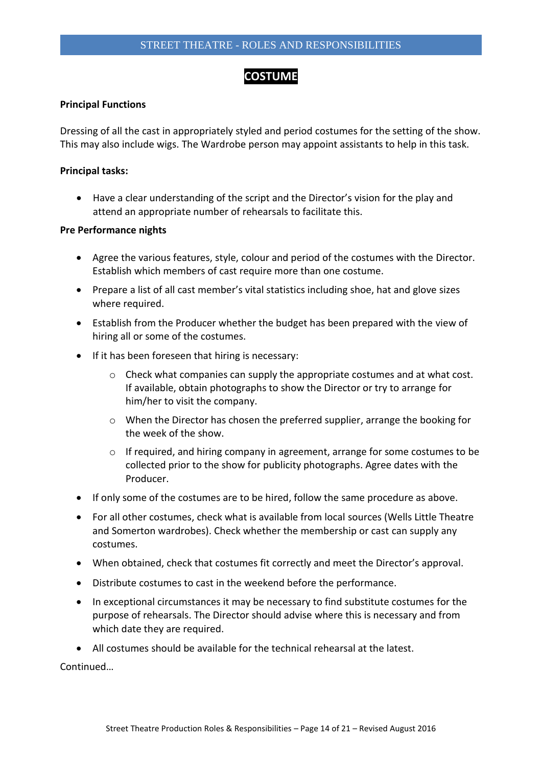## COSTUME

**Principal Functions**

Dressing of all the cast in appropriately styled and period costumes for the setting of the show. This may also include wigs. The Wardrobe person may appoint assistants to help in this task.

**Principal tasks:**

- Have a clear understanding of the script and the Director's vision for the play and attend an appropriate number of rehearsals to facilitate this.

**Pre Performance nights**

- Agree the various features, style, colour and period of the costumes with the Director. Establish which members of cast require more than one costume.
- Prepare a list of all cast member's vital statistics including shoe, hat and glove sizes where required.
- Establish from the Producer whether the budget has been prepared with the view of hiring all or some of the costumes.
- If it has been foreseen that hiring is necessary:
    - Check what companies can supply the appropriate costumes and at what cost. If available, obtain photographs to show the Director or try to arrange for him/her to visit the company.
    - When the Director has chosen the preferred supplier, arrange the booking for the week of the show.
    - If required, and hiring company in agreement, arrange for some costumes to be collected prior to the show for publicity photographs. Agree dates with the Producer.
- If only some of the costumes are to be hired, follow the same procedure as above.
- For all other costumes, check what is available from local sources (Wells Little Theatre and Somerton wardrobes). Check whether the membership or cast can supply any costumes.
- When obtained, check that costumes fit correctly and meet the Director's approval.
- Distribute costumes to cast in the weekend before the performance.
- In exceptional circumstances it may be necessary to find substitute costumes for the purpose of rehearsals. The Director should advise where this is necessary and from which date they are required.
- All costumes should be available for the technical rehearsal at the latest.

Continued…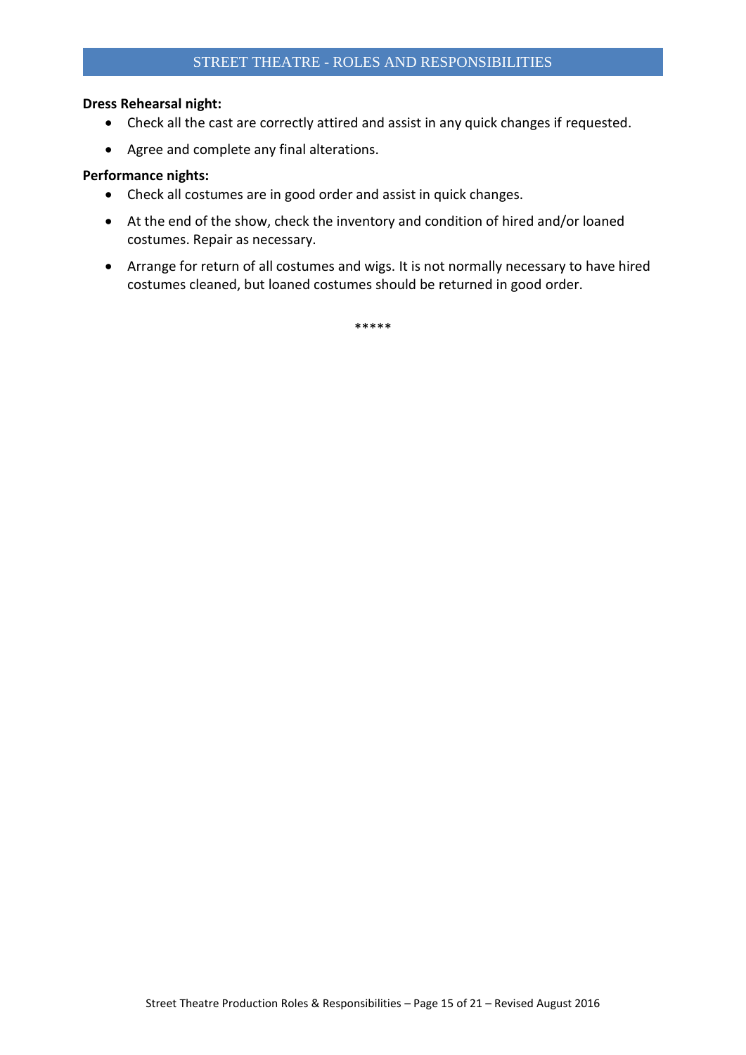**Dress Rehearsal night:**

- Check all the cast are correctly attired and assist in any quick changes if requested.
- Agree and complete any final alterations.

**Performance nights:**

- Check all costumes are in good order and assist in quick changes.
- At the end of the show, check the inventory and condition of hired and/or loaned costumes. Repair as necessary.
- Arrange for return of all costumes and wigs. It is not normally necessary to have hired costumes cleaned, but loaned costumes should be returned in good order.

*****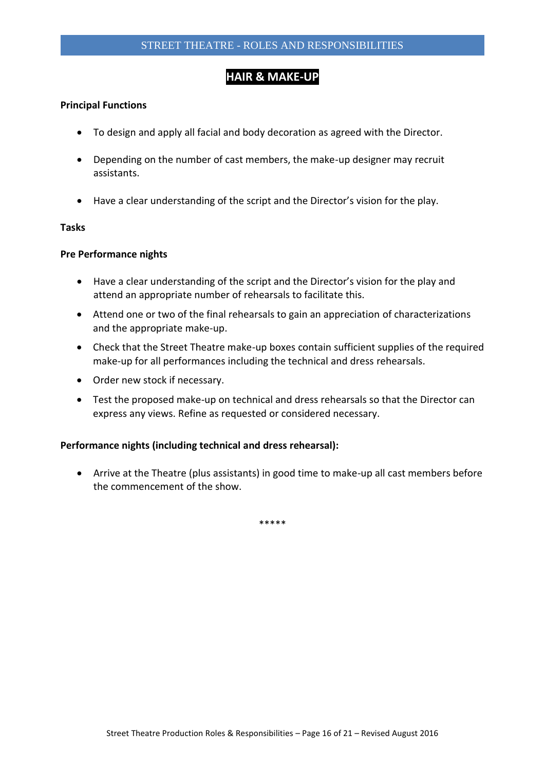# HAIR & MAKE-UP

**Principal Functions**

- To design and apply all facial and body decoration as agreed with the Director.
- Depending on the number of cast members, the make-up designer may recruit assistants.
- Have a clear understanding of the script and the Director's vision for the play.

**Tasks**

**Pre Performance nights**

- Have a clear understanding of the script and the Director's vision for the play and attend an appropriate number of rehearsals to facilitate this.
- Attend one or two of the final rehearsals to gain an appreciation of characterizations and the appropriate make-up.
- Check that the Street Theatre make-up boxes contain sufficient supplies of the required make-up for all performances including the technical and dress rehearsals.
- Order new stock if necessary.
- Test the proposed make-up on technical and dress rehearsals so that the Director can express any views. Refine as requested or considered necessary.

**Performance nights (including technical and dress rehearsal):**

- Arrive at the Theatre (plus assistants) in good time to make-up all cast members before the commencement of the show.

*****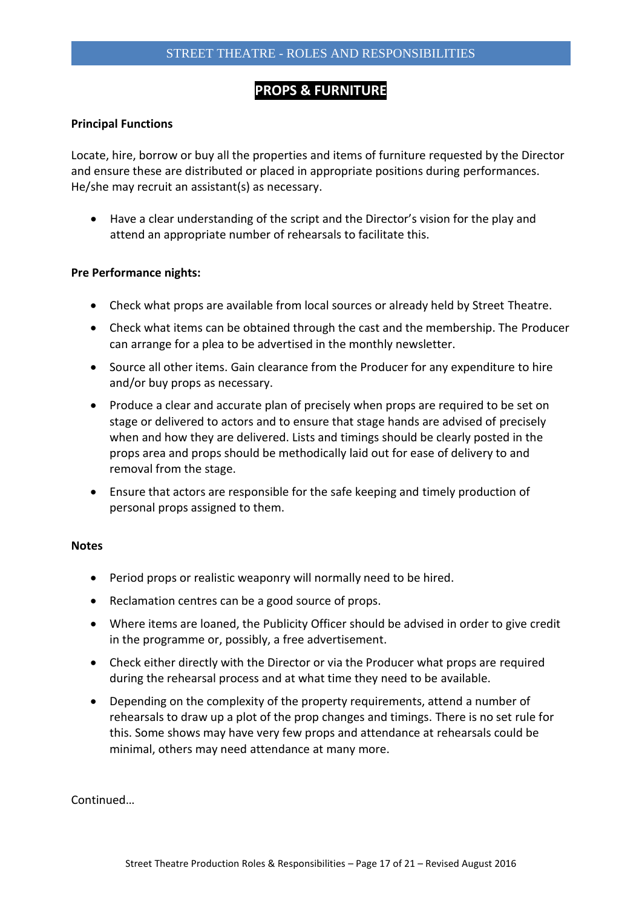# PROPS & FURNITURE

**Principal Functions**

Locate, hire, borrow or buy all the properties and items of furniture requested by the Director and ensure these are distributed or placed in appropriate positions during performances. He/she may recruit an assistant(s) as necessary.

- Have a clear understanding of the script and the Director's vision for the play and attend an appropriate number of rehearsals to facilitate this.

**Pre Performance nights:**

- Check what props are available from local sources or already held by Street Theatre.
- Check what items can be obtained through the cast and the membership. The Producer can arrange for a plea to be advertised in the monthly newsletter.
- Source all other items. Gain clearance from the Producer for any expenditure to hire and/or buy props as necessary.
- Produce a clear and accurate plan of precisely when props are required to be set on stage or delivered to actors and to ensure that stage hands are advised of precisely when and how they are delivered. Lists and timings should be clearly posted in the props area and props should be methodically laid out for ease of delivery to and removal from the stage.
- Ensure that actors are responsible for the safe keeping and timely production of personal props assigned to them.

**Notes**

- Period props or realistic weaponry will normally need to be hired.
- Reclamation centres can be a good source of props.
- Where items are loaned, the Publicity Officer should be advised in order to give credit in the programme or, possibly, a free advertisement.
- Check either directly with the Director or via the Producer what props are required during the rehearsal process and at what time they need to be available.
- Depending on the complexity of the property requirements, attend a number of rehearsals to draw up a plot of the prop changes and timings. There is no set rule for this. Some shows may have very few props and attendance at rehearsals could be minimal, others may need attendance at many more.

Continued…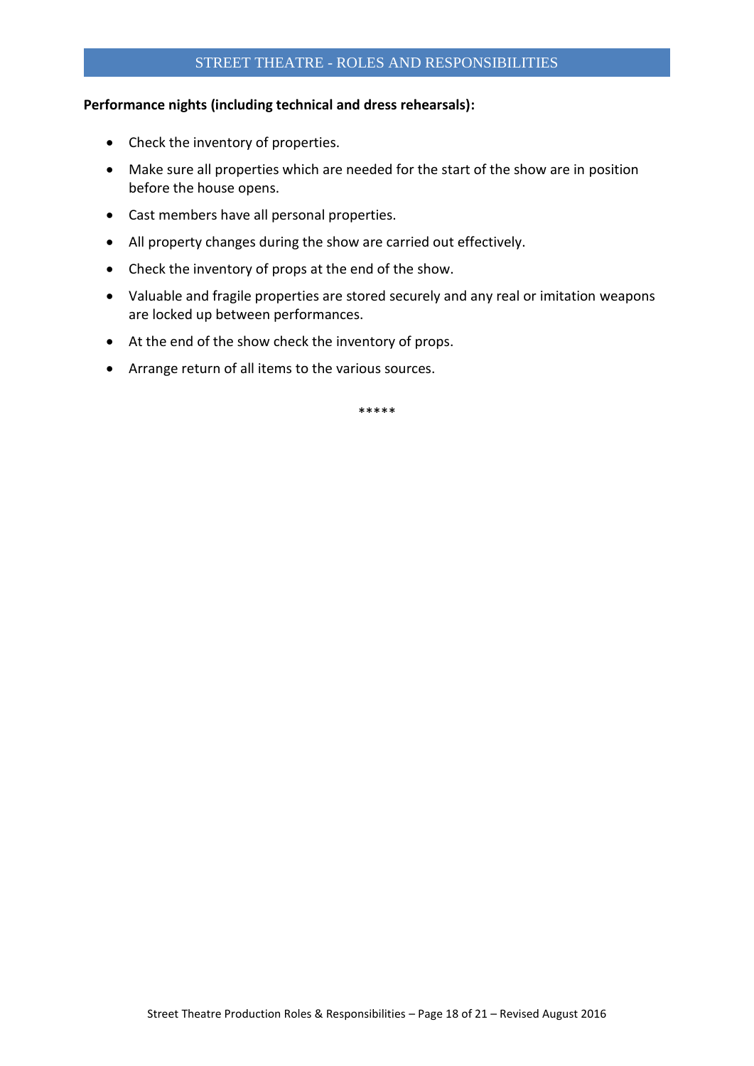**Performance nights (including technical and dress rehearsals):**

- Check the inventory of properties.
- Make sure all properties which are needed for the start of the show are in position before the house opens.
- Cast members have all personal properties.
- All property changes during the show are carried out effectively.
- Check the inventory of props at the end of the show.
- Valuable and fragile properties are stored securely and any real or imitation weapons are locked up between performances.
- At the end of the show check the inventory of props.
- Arrange return of all items to the various sources.

*****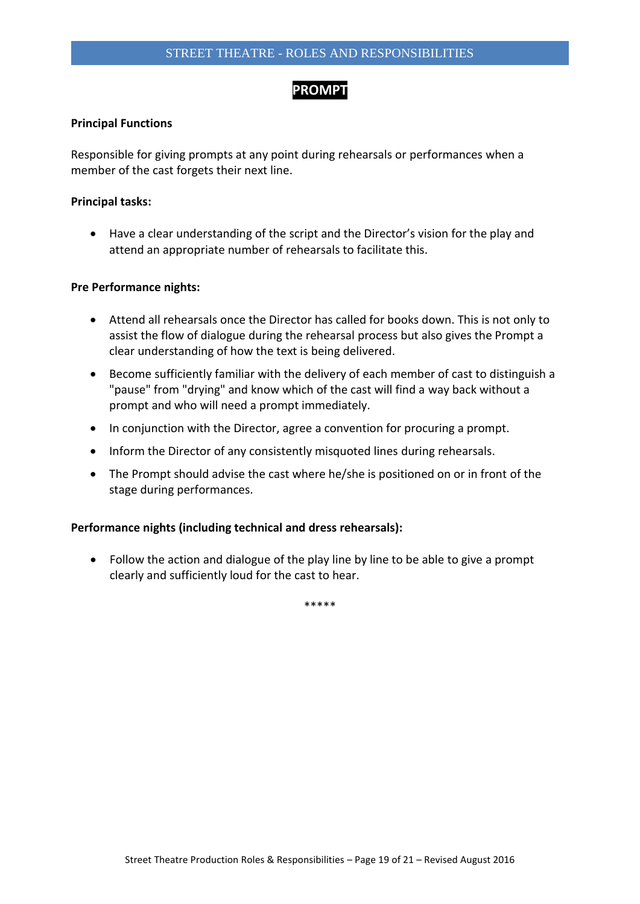# PROMPT

**Principal Functions**

Responsible for giving prompts at any point during rehearsals or performances when a member of the cast forgets their next line.

**Principal tasks:**

- Have a clear understanding of the script and the Director's vision for the play and attend an appropriate number of rehearsals to facilitate this.

**Pre Performance nights:**

- Attend all rehearsals once the Director has called for books down. This is not only to assist the flow of dialogue during the rehearsal process but also gives the Prompt a clear understanding of how the text is being delivered.
- Become sufficiently familiar with the delivery of each member of cast to distinguish a "pause" from "drying" and know which of the cast will find a way back without a prompt and who will need a prompt immediately.
- In conjunction with the Director, agree a convention for procuring a prompt.
- Inform the Director of any consistently misquoted lines during rehearsals.
- The Prompt should advise the cast where he/she is positioned on or in front of the stage during performances.

**Performance nights (including technical and dress rehearsals):**

- Follow the action and dialogue of the play line by line to be able to give a prompt clearly and sufficiently loud for the cast to hear.

*****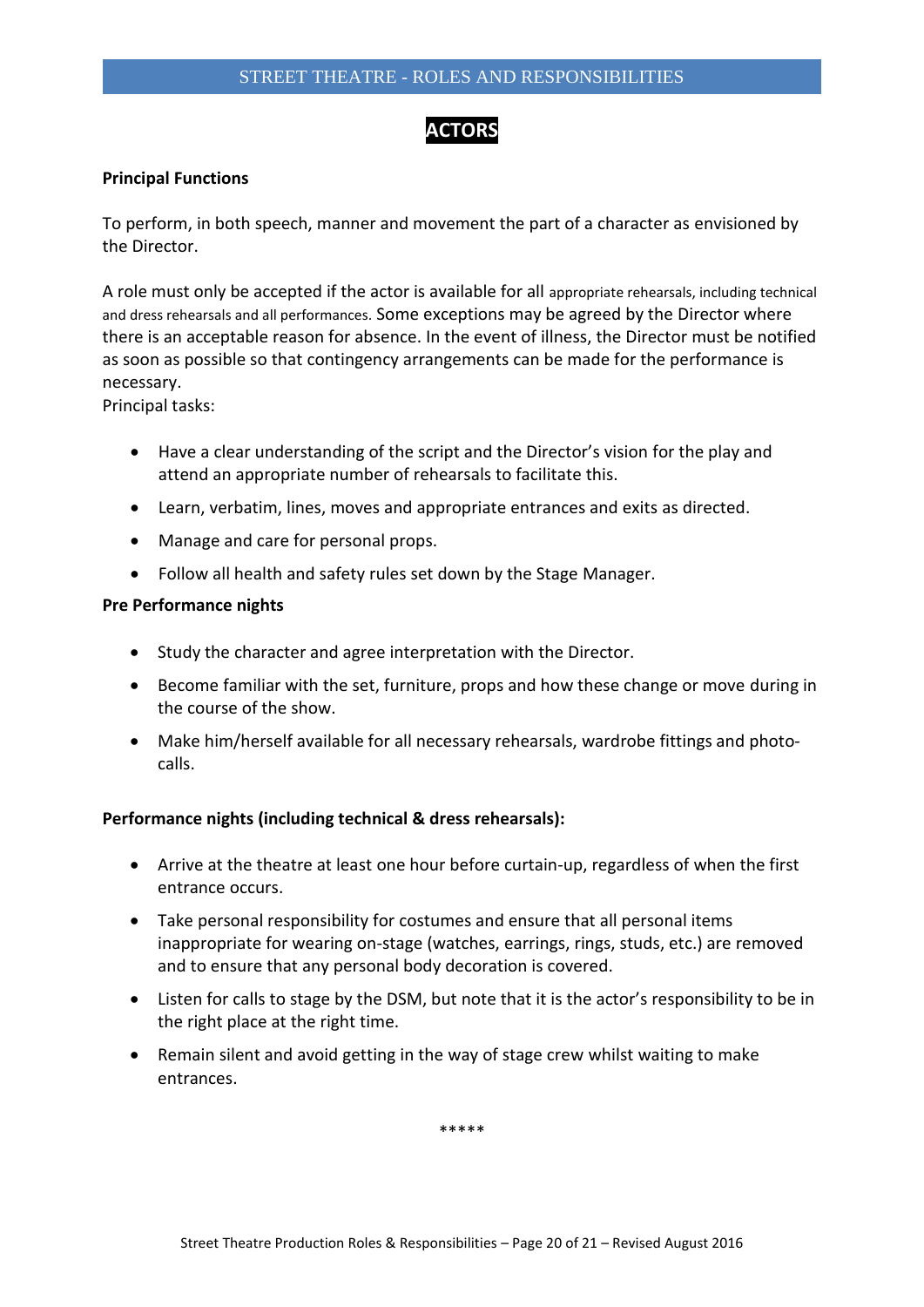# ACTORS

**Principal Functions**

To perform, in both speech, manner and movement the part of a character as envisioned by the Director.

A role must only be accepted if the actor is available for all appropriate rehearsals, including technical and dress rehearsals and all performances. Some exceptions may be agreed by the Director where there is an acceptable reason for absence. In the event of illness, the Director must be notified as soon as possible so that contingency arrangements can be made for the performance is necessary.

Principal tasks:

- Have a clear understanding of the script and the Director's vision for the play and attend an appropriate number of rehearsals to facilitate this.
- Learn, verbatim, lines, moves and appropriate entrances and exits as directed.
- Manage and care for personal props.
- Follow all health and safety rules set down by the Stage Manager.

**Pre Performance nights**

- Study the character and agree interpretation with the Director.
- Become familiar with the set, furniture, props and how these change or move during in the course of the show.
- Make him/herself available for all necessary rehearsals, wardrobe fittings and photo-calls.

**Performance nights (including technical & dress rehearsals):**

- Arrive at the theatre at least one hour before curtain-up, regardless of when the first entrance occurs.
- Take personal responsibility for costumes and ensure that all personal items inappropriate for wearing on-stage (watches, earrings, rings, studs, etc.) are removed and to ensure that any personal body decoration is covered.
- Listen for calls to stage by the DSM, but note that it is the actor's responsibility to be in the right place at the right time.
- Remain silent and avoid getting in the way of stage crew whilst waiting to make entrances.

*****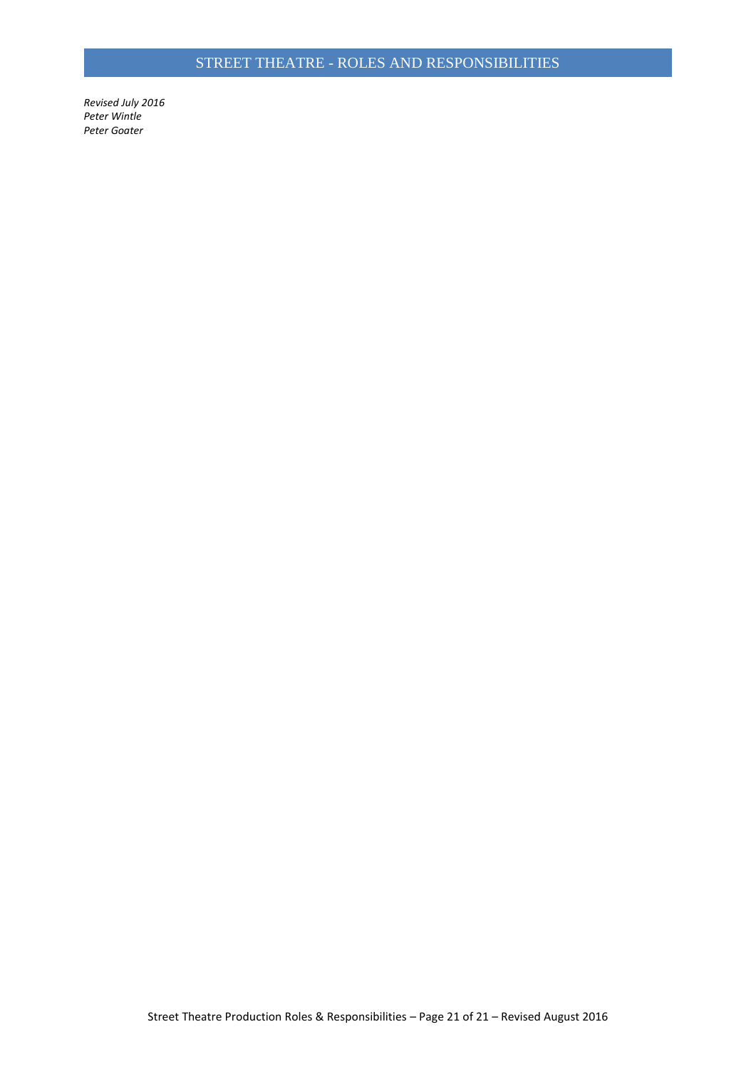*Revised July 2016*
*Peter Wintle*
*Peter Goater*